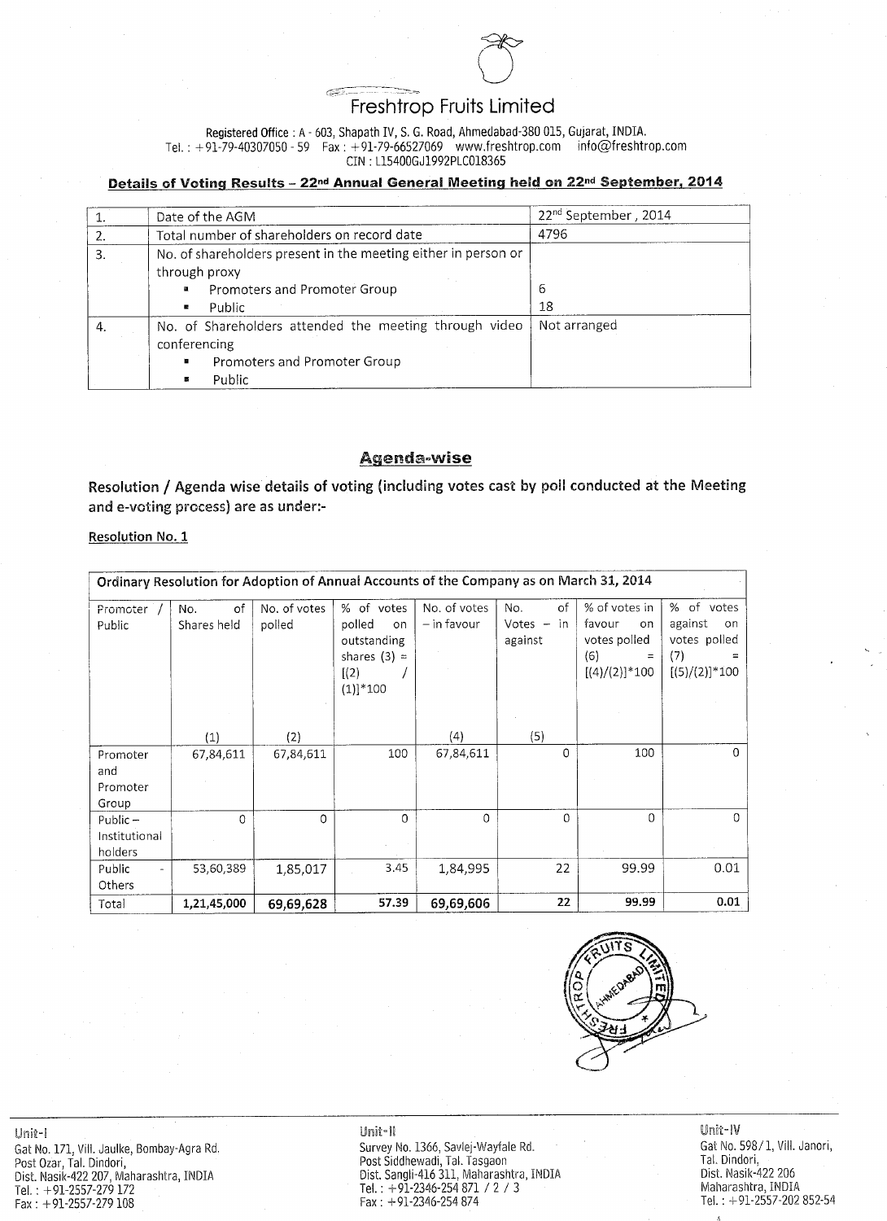# Freshtrop Fruits Limited

Registered Office : A - 603, Shapath IV, S. G. Road, Ahmedabad-380 015, Gujarat, INDIA.
Tel. : +91-79-40307050 - 59 Fax : +91-79-66527069 www.freshtrop.com info@freshtrop.com
CIN : L15400GJ1992PLC018365

## Details of Voting Results – 22nd Annual General Meeting held on 22nd September, 2014

| | | |
|---|---|---|
| 1. | Date of the AGM | 22nd September , 2014 |
| 2. | Total number of shareholders on record date | 4796 |
| 3. | No. of shareholders present in the meeting either in person or through proxy<br>▪ Promoters and Promoter Group<br>▪ Public | <br><br>6<br>18 |
| 4. | No. of Shareholders attended the meeting through video conferencing<br>▪ Promoters and Promoter Group<br>▪ Public | Not arranged |

## Agenda-wise

**Resolution / Agenda wise details of voting (including votes cast by poll conducted at the Meeting and e-voting process) are as under:-**

### Resolution No. 1

**Ordinary Resolution for Adoption of Annual Accounts of the Company as on March 31, 2014**

| Promoter / Public | No. of Shares held (1) | No. of votes polled (2) | % of votes polled on outstanding shares (3) = [(2) / (1)]*100 | No. of votes – in favour (4) | No. of Votes – in against (5) | % of votes in favour on votes polled (6) = [(4)/(2)]*100 | % of votes against on votes polled (7) = [(5)/(2)]*100 |
|---|---|---|---|---|---|---|---|
| Promoter and Promoter Group | 67,84,611 | 67,84,611 | 100 | 67,84,611 | 0 | 100 | 0 |
| Public – Institutional holders | 0 | 0 | 0 | 0 | 0 | 0 | 0 |
| Public - Others | 53,60,389 | 1,85,017 | 3.45 | 1,84,995 | 22 | 99.99 | 0.01 |
| Total | **1,21,45,000** | **69,69,628** | **57.39** | **69,69,606** | **22** | **99.99** | **0.01** |

Unit-I
Gat No. 171, Vill. Jaulke, Bombay-Agra Rd.
Post Ozar, Tal. Dindori,
Dist. Nasik-422 207, Maharashtra, INDIA
Tel. : +91-2557-279 172
Fax : +91-2557-279 108

Unit-II
Survey No. 1366, Savlej-Wayfale Rd.
Post Siddhewadi, Tal. Tasgaon
Dist. Sangli-416 311, Maharashtra, INDIA
Tel. : +91-2346-254 871 / 2 / 3
Fax : +91-2346-254 874

Unit-IV
Gat No. 598/1, Vill. Janori,
Tal. Dindori,
Dist. Nasik-422 206
Maharashtra, INDIA
Tel. : +91-2557-202 852-54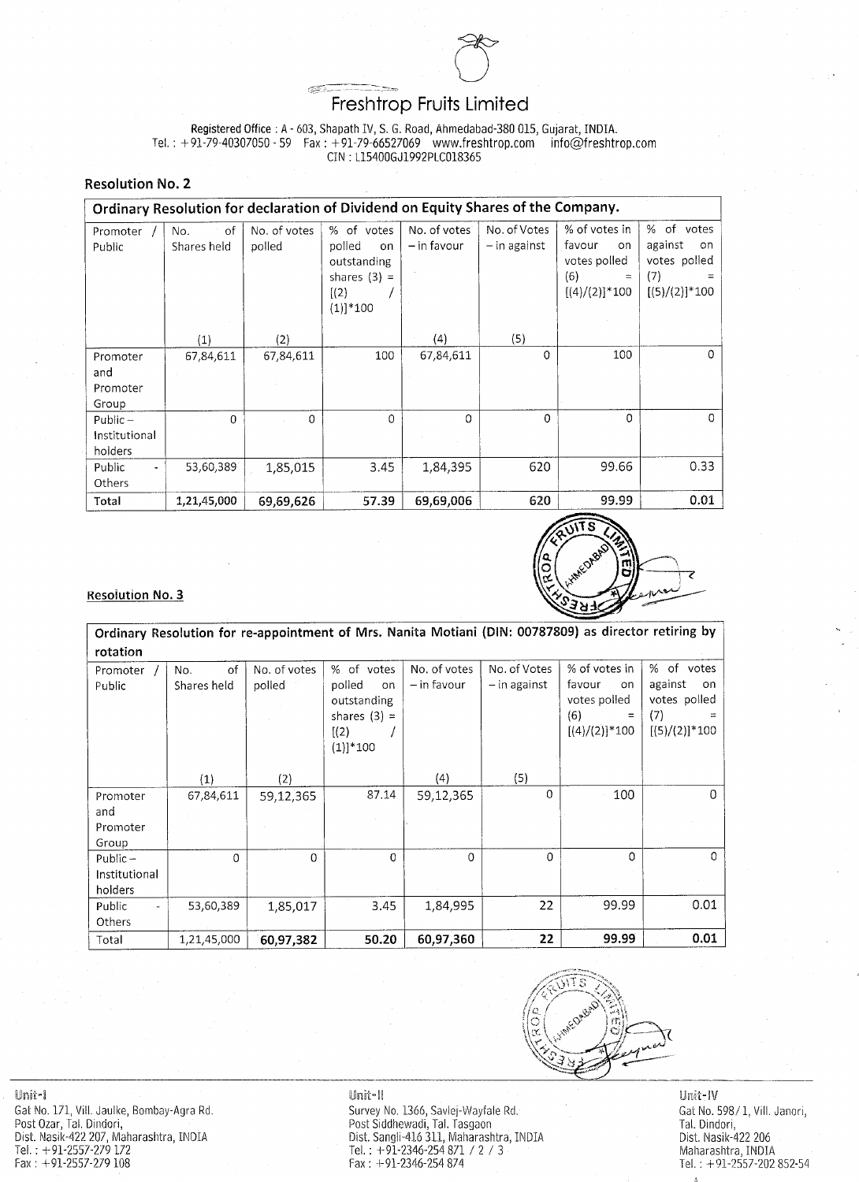# Freshtrop Fruits Limited

Registered Office : A - 603, Shapath IV, S. G. Road, Ahmedabad-380 015, Gujarat, INDIA.
Tel. : +91-79-40307050 - 59 Fax : +91-79-66527069 www.freshtrop.com info@freshtrop.com
CIN : L15400GJ1992PLC018365

## Resolution No. 2

| Ordinary Resolution for declaration of Dividend on Equity Shares of the Company. | | | | | | | |
|---|---|---|---|---|---|---|---|
| Promoter / Public | No. of Shares held (1) | No. of votes polled (2) | % of votes polled on outstanding shares (3) = [(2) / (1)]*100 | No. of votes – in favour (4) | No. of Votes – in against (5) | % of votes in favour on votes polled (6) = [(4)/(2)]*100 | % of votes against on votes polled (7) = [(5)/(2)]*100 |
| Promoter and Promoter Group | 67,84,611 | 67,84,611 | 100 | 67,84,611 | 0 | 100 | 0 |
| Public – Institutional holders | 0 | 0 | 0 | 0 | 0 | 0 | 0 |
| Public - Others | 53,60,389 | 1,85,015 | 3.45 | 1,84,395 | 620 | 99.66 | 0.33 |
| **Total** | **1,21,45,000** | **69,69,626** | **57.39** | **69,69,006** | **620** | **99.99** | **0.01** |

## Resolution No. 3

| Ordinary Resolution for re-appointment of Mrs. Nanita Motiani (DIN: 00787809) as director retiring by rotation | | | | | | | |
|---|---|---|---|---|---|---|---|
| Promoter / Public | No. of Shares held (1) | No. of votes polled (2) | % of votes polled on outstanding shares (3) = [(2) / (1)]*100 | No. of votes – in favour (4) | No. of Votes – in against (5) | % of votes in favour on votes polled (6) = [(4)/(2)]*100 | % of votes against on votes polled (7) = [(5)/(2)]*100 |
| Promoter and Promoter Group | 67,84,611 | 59,12,365 | 87.14 | 59,12,365 | 0 | 100 | 0 |
| Public – Institutional holders | 0 | 0 | 0 | 0 | 0 | 0 | 0 |
| Public - Others | 53,60,389 | 1,85,017 | 3.45 | 1,84,995 | 22 | 99.99 | 0.01 |
| Total | 1,21,45,000 | **60,97,382** | **50.20** | **60,97,360** | **22** | **99.99** | **0.01** |

**Unit-I**
Gat No. 171, Vill. Jaulke, Bombay-Agra Rd.
Post Ozar, Tal. Dindori,
Dist. Nasik-422 207, Maharashtra, INDIA
Tel. : +91-2557-279 172
Fax : +91-2557-279 108

**Unit-II**
Survey No. 1366, Savlej-Wayfale Rd.
Post Siddhewadi, Tal. Tasgaon
Dist. Sangli-416 311, Maharashtra, INDIA
Tel. : +91-2346-254 871 / 2 / 3
Fax : +91-2346-254 874

**Unit-IV**
Gat No. 598/1, Vill. Janori,
Tal. Dindori,
Dist. Nasik-422 206
Maharashtra, INDIA
Tel. : +91-2557-202 852-54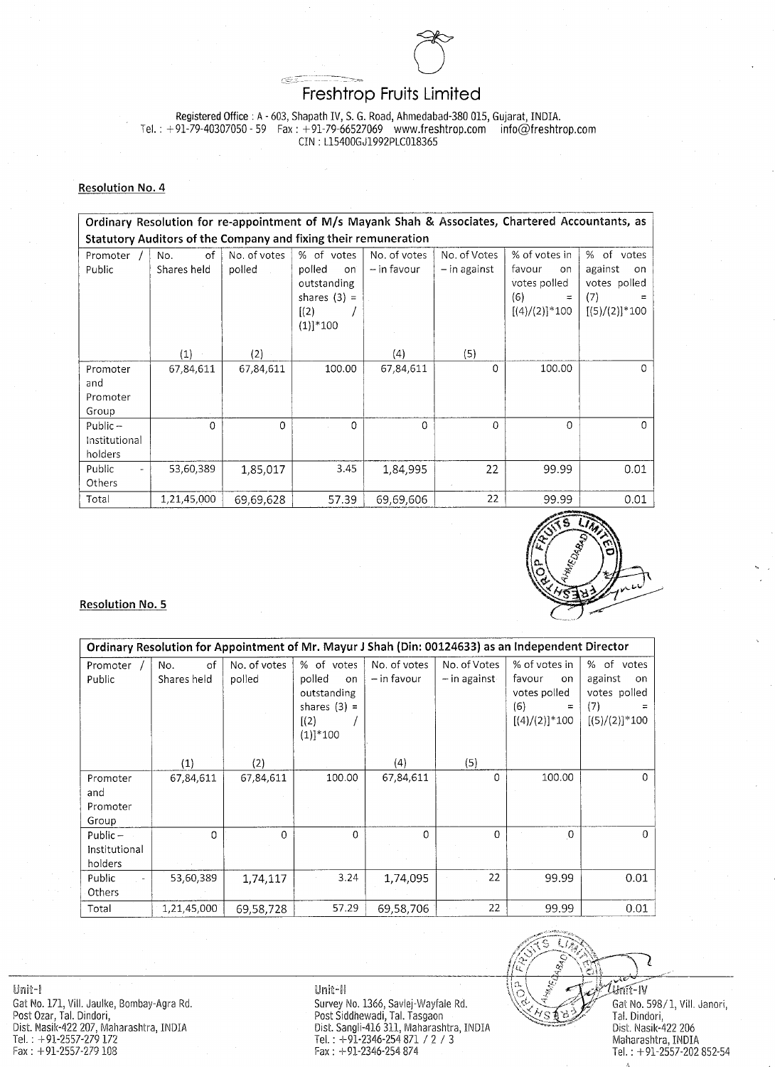# Freshtrop Fruits Limited

Registered Office : A - 603, Shapath IV, S. G. Road, Ahmedabad-380 015, Gujarat, INDIA.
Tel. : +91-79-40307050 - 59 Fax : +91-79-66527069 www.freshtrop.com info@freshtrop.com
CIN : L15400GJ1992PLC018365

**Resolution No. 4**

| Ordinary Resolution for re-appointment of M/s Mayank Shah & Associates, Chartered Accountants, as Statutory Auditors of the Company and fixing their remuneration | | | | | | | |
|---|---|---|---|---|---|---|---|
| Promoter / Public | No. of Shares held (1) | No. of votes polled (2) | % of votes polled on outstanding shares (3) = [(2) / (1)]*100 | No. of votes – in favour (4) | No. of Votes – in against (5) | % of votes in favour on votes polled (6) = [(4)/(2)]*100 | % of votes against on votes polled (7) = [(5)/(2)]*100 |
| Promoter and Promoter Group | 67,84,611 | 67,84,611 | 100.00 | 67,84,611 | 0 | 100.00 | 0 |
| Public – Institutional holders | 0 | 0 | 0 | 0 | 0 | 0 | 0 |
| Public - Others | 53,60,389 | 1,85,017 | 3.45 | 1,84,995 | 22 | 99.99 | 0.01 |
| Total | 1,21,45,000 | 69,69,628 | 57.39 | 69,69,606 | 22 | 99.99 | 0.01 |

**Resolution No. 5**

| Ordinary Resolution for Appointment of Mr. Mayur J Shah (Din: 00124633) as an Independent Director | | | | | | | |
|---|---|---|---|---|---|---|---|
| Promoter / Public | No. of Shares held (1) | No. of votes polled (2) | % of votes polled on outstanding shares (3) = [(2) / (1)]*100 | No. of votes – in favour (4) | No. of Votes – in against (5) | % of votes in favour on votes polled (6) = [(4)/(2)]*100 | % of votes against on votes polled (7) = [(5)/(2)]*100 |
| Promoter and Promoter Group | 67,84,611 | 67,84,611 | 100.00 | 67,84,611 | 0 | 100.00 | 0 |
| Public – Institutional holders | 0 | 0 | 0 | 0 | 0 | 0 | 0 |
| Public - Others | 53,60,389 | 1,74,117 | 3.24 | 1,74,095 | 22 | 99.99 | 0.01 |
| Total | 1,21,45,000 | 69,58,728 | 57.29 | 69,58,706 | 22 | 99.99 | 0.01 |

Unit-I
Gat No. 171, Vill. Jaulke, Bombay-Agra Rd.
Post Ozar, Tal. Dindori,
Dist. Nasik-422 207, Maharashtra, INDIA
Tel. : +91-2557-279 172
Fax : +91-2557-279 108

Unit-II
Survey No. 1366, Savlej-Wayfale Rd.
Post Siddhewadi, Tal. Tasgaon
Dist. Sangli-416 311, Maharashtra, INDIA
Tel. : +91-2346-254 871 / 2 / 3
Fax : +91-2346-254 874

Unit-IV
Gat No. 598/1, Vill. Janori,
Tal. Dindori,
Dist. Nasik-422 206
Maharashtra, INDIA
Tel. : +91-2557-202 852-54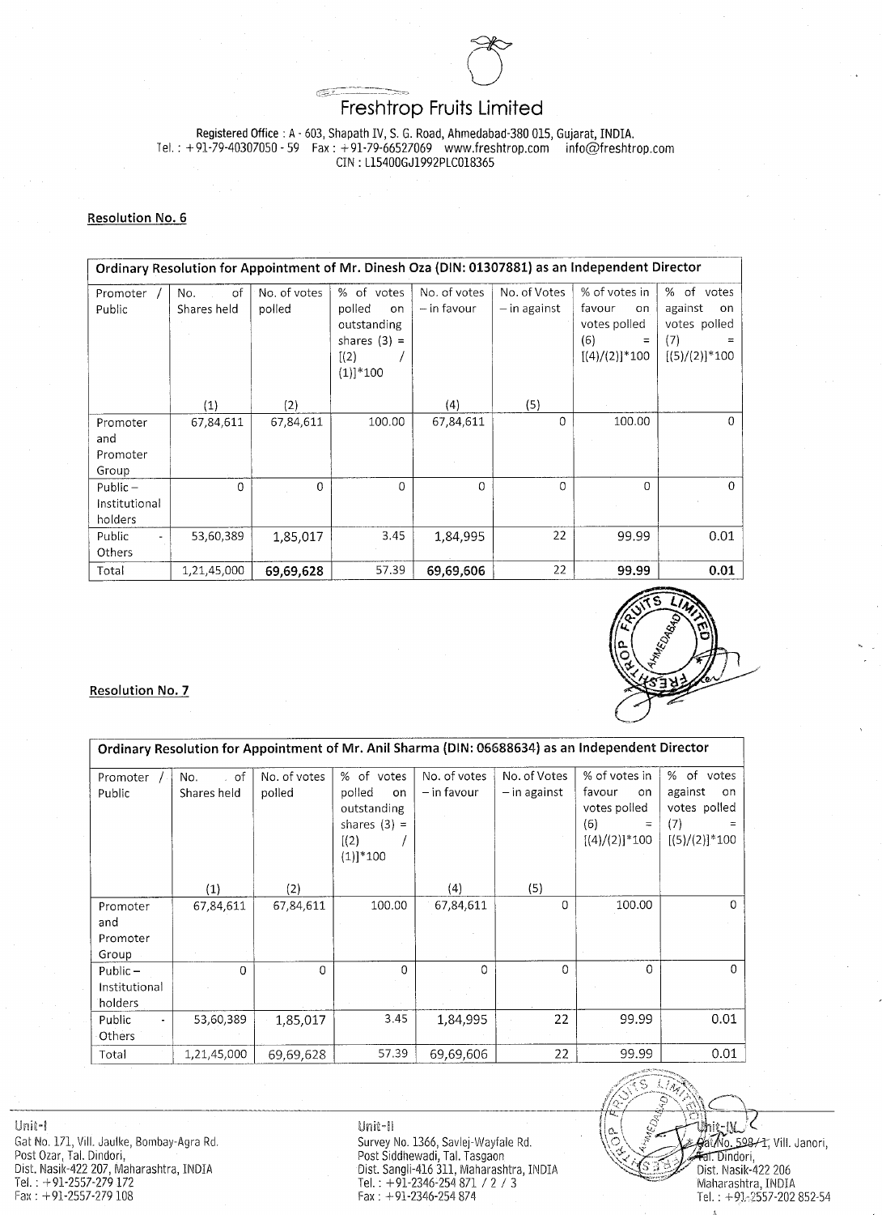# Freshtrop Fruits Limited

Registered Office : A - 603, Shapath IV, S. G. Road, Ahmedabad-380 015, Gujarat, INDIA.
Tel. : +91-79-40307050 - 59 Fax : +91-79-66527069 www.freshtrop.com info@freshtrop.com
CIN : L15400GJ1992PLC018365

**Resolution No. 6**

| Ordinary Resolution for Appointment of Mr. Dinesh Oza (DIN: 01307881) as an Independent Director | | | | | | | |
|---|---|---|---|---|---|---|---|
| Promoter / Public | No. of Shares held (1) | No. of votes polled (2) | % of votes polled on outstanding shares (3) = [(2) / (1)]*100 | No. of votes – in favour (4) | No. of Votes – in against (5) | % of votes in favour on votes polled (6) = [(4)/(2)]*100 | % of votes against on votes polled (7) = [(5)/(2)]*100 |
| Promoter and Promoter Group | 67,84,611 | 67,84,611 | 100.00 | 67,84,611 | 0 | 100.00 | 0 |
| Public – Institutional holders | 0 | 0 | 0 | 0 | 0 | 0 | 0 |
| Public - Others | 53,60,389 | 1,85,017 | 3.45 | 1,84,995 | 22 | 99.99 | 0.01 |
| Total | 1,21,45,000 | **69,69,628** | 57.39 | **69,69,606** | 22 | **99.99** | **0.01** |

**Resolution No. 7**

| Ordinary Resolution for Appointment of Mr. Anil Sharma (DIN: 06688634) as an Independent Director | | | | | | | |
|---|---|---|---|---|---|---|---|
| Promoter / Public | No. of Shares held (1) | No. of votes polled (2) | % of votes polled on outstanding shares (3) = [(2) / (1)]*100 | No. of votes – in favour (4) | No. of Votes – in against (5) | % of votes in favour on votes polled (6) = [(4)/(2)]*100 | % of votes against on votes polled (7) = [(5)/(2)]*100 |
| Promoter and Promoter Group | 67,84,611 | 67,84,611 | 100.00 | 67,84,611 | 0 | 100.00 | 0 |
| Public – Institutional holders | 0 | 0 | 0 | 0 | 0 | 0 | 0 |
| Public - Others | 53,60,389 | 1,85,017 | 3.45 | 1,84,995 | 22 | 99.99 | 0.01 |
| Total | 1,21,45,000 | 69,69,628 | 57.39 | 69,69,606 | 22 | 99.99 | 0.01 |

Unit-I
Gat No. 171, Vill. Jaulke, Bombay-Agra Rd.
Post Ozar, Tal. Dindori,
Dist. Nasik-422 207, Maharashtra, INDIA
Tel. : +91-2557-279 172
Fax : +91-2557-279 108

Unit-II
Survey No. 1366, Savlej-Wayfale Rd.
Post Siddhewadi, Tal. Tasgaon
Dist. Sangli-416 311, Maharashtra, INDIA
Tel. : +91-2346-254 871 / 2 / 3
Fax : +91-2346-254 874

Unit-IV
Gat No. 598/1, Vill. Janori,
Tal. Dindori,
Dist. Nasik-422 206
Maharashtra, INDIA
Tel. : +91-2557-202 852-54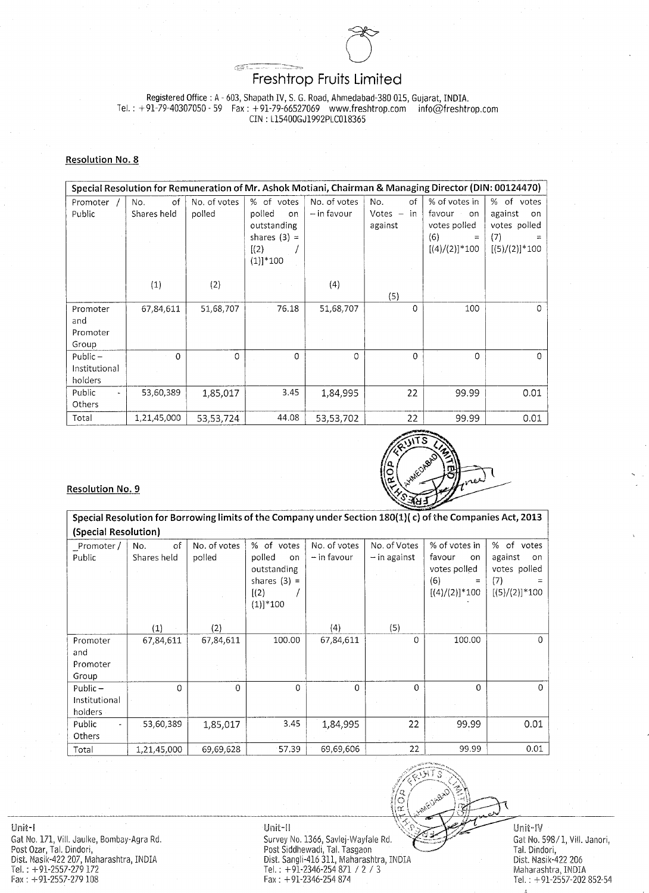# Freshtrop Fruits Limited

Registered Office : A - 603, Shapath IV, S. G. Road, Ahmedabad-380 015, Gujarat, INDIA.
Tel. : +91-79-40307050 - 59 Fax : +91-79-66527069 www.freshtrop.com info@freshtrop.com
CIN : L15400GJ1992PLC018365

**Resolution No. 8**

| Special Resolution for Remuneration of Mr. Ashok Motiani, Chairman & Managing Director (DIN: 00124470) | | | | | | | |
|---|---|---|---|---|---|---|---|
| Promoter / Public | No. of Shares held (1) | No. of votes polled (2) | % of votes polled on outstanding shares (3) = [(2) / (1)]*100 | No. of votes – in favour (4) | No. of Votes – in against (5) | % of votes in favour on votes polled (6) = [(4)/(2)]*100 | % of votes against on votes polled (7) = [(5)/(2)]*100 |
| Promoter and Promoter Group | 67,84,611 | 51,68,707 | 76.18 | 51,68,707 | 0 | 100 | 0 |
| Public – Institutional holders | 0 | 0 | 0 | 0 | 0 | 0 | 0 |
| Public - Others | 53,60,389 | 1,85,017 | 3.45 | 1,84,995 | 22 | 99.99 | 0.01 |
| Total | 1,21,45,000 | 53,53,724 | 44.08 | 53,53,702 | 22 | 99.99 | 0.01 |

**Resolution No. 9**

| Special Resolution for Borrowing limits of the Company under Section 180(1)( c) of the Companies Act, 2013 (Special Resolution) | | | | | | | |
|---|---|---|---|---|---|---|---|
| Promoter / Public | No. of Shares held (1) | No. of votes polled (2) | % of votes polled on outstanding shares (3) = [(2) / (1)]*100 | No. of votes – in favour (4) | No. of Votes – in against (5) | % of votes in favour on votes polled (6) = [(4)/(2)]*100 | % of votes against on votes polled (7) = [(5)/(2)]*100 |
| Promoter and Promoter Group | 67,84,611 | 67,84,611 | 100.00 | 67,84,611 | 0 | 100.00 | 0 |
| Public – Institutional holders | 0 | 0 | 0 | 0 | 0 | 0 | 0 |
| Public - Others | 53,60,389 | 1,85,017 | 3.45 | 1,84,995 | 22 | 99.99 | 0.01 |
| Total | 1,21,45,000 | 69,69,628 | 57.39 | 69,69,606 | 22 | 99.99 | 0.01 |

Unit-I
Gat No. 171, Vill. Jaulke, Bombay-Agra Rd.
Post Ozar, Tal. Dindori,
Dist. Nasik-422 207, Maharashtra, INDIA
Tel. : +91-2557-279 172
Fax : +91-2557-279 108

Unit-II
Survey No. 1366, Savlej-Wayfale Rd.
Post Siddhewadi, Tal. Tasgaon
Dist. Sangli-416 311, Maharashtra, INDIA
Tel. : +91-2346-254 871 / 2 / 3
Fax : +91-2346-254 874

Unit-IV
Gat No. 598/1, Vill. Janori,
Tal. Dindori,
Dist. Nasik-422 206
Maharashtra, INDIA
Tel. : +91-2557-202 852-54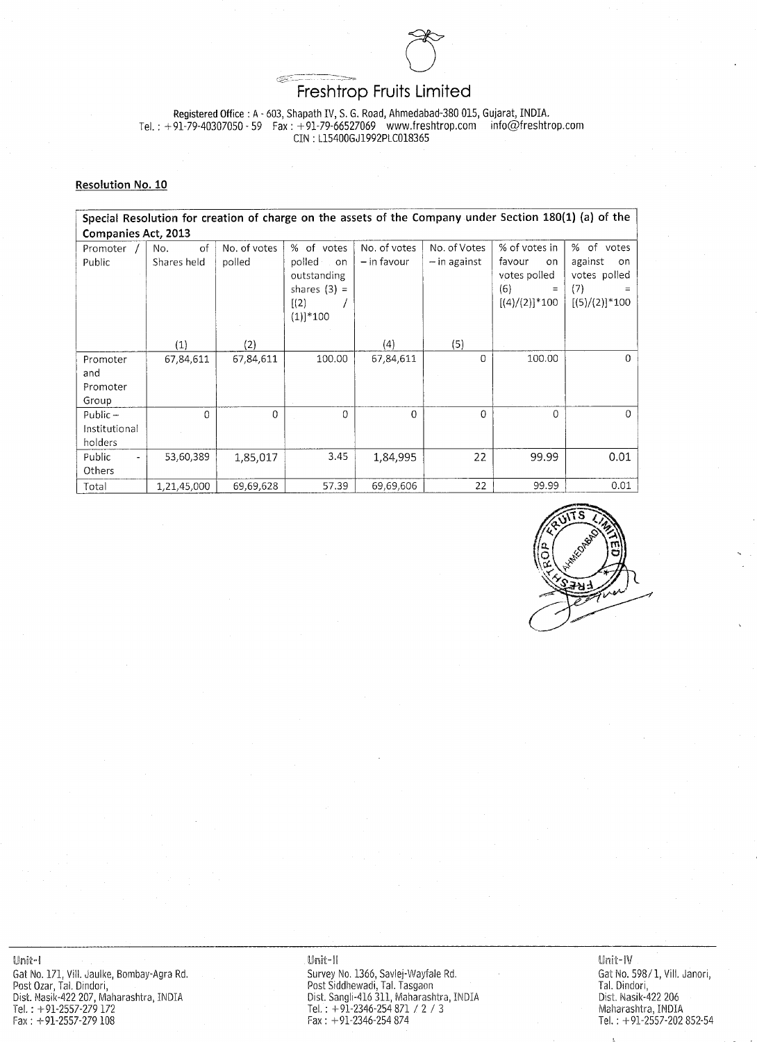# Freshtrop Fruits Limited

Registered Office : A - 603, Shapath IV, S. G. Road, Ahmedabad-380 015, Gujarat, INDIA.
Tel. : +91-79-40307050 - 59 Fax : +91-79-66527069 www.freshtrop.com info@freshtrop.com
CIN : L15400GJ1992PLC018365

**Resolution No. 10**

| Special Resolution for creation of charge on the assets of the Company under Section 180(1) (a) of the Companies Act, 2013 | | | | | | | |
|---|---|---|---|---|---|---|---|
| Promoter / Public | No. of Shares held (1) | No. of votes polled (2) | % of votes polled on outstanding shares (3) = [(2) / (1)]*100 | No. of votes – in favour (4) | No. of Votes – in against (5) | % of votes in favour on votes polled (6) = [(4)/(2)]*100 | % of votes against on votes polled (7) = [(5)/(2)]*100 |
| Promoter and Promoter Group | 67,84,611 | 67,84,611 | 100.00 | 67,84,611 | 0 | 100.00 | 0 |
| Public – Institutional holders | 0 | 0 | 0 | 0 | 0 | 0 | 0 |
| Public - Others | 53,60,389 | 1,85,017 | 3.45 | 1,84,995 | 22 | 99.99 | 0.01 |
| Total | 1,21,45,000 | 69,69,628 | 57.39 | 69,69,606 | 22 | 99.99 | 0.01 |

Unit-I
Gat No. 171, Vill. Jaulke, Bombay-Agra Rd.
Post Ozar, Tal. Dindori,
Dist. Nasik-422 207, Maharashtra, INDIA
Tel. : +91-2557-279 172
Fax : +91-2557-279 108

Unit-II
Survey No. 1366, Savlej-Wayfale Rd.
Post Siddhewadi, Tal. Tasgaon
Dist. Sangli-416 311, Maharashtra, INDIA
Tel. : +91-2346-254 871 / 2 / 3
Fax : +91-2346-254 874

Unit-IV
Gat No. 598/1, Vill. Janori,
Tal. Dindori,
Dist. Nasik-422 206
Maharashtra, INDIA
Tel. : +91-2557-202 852-54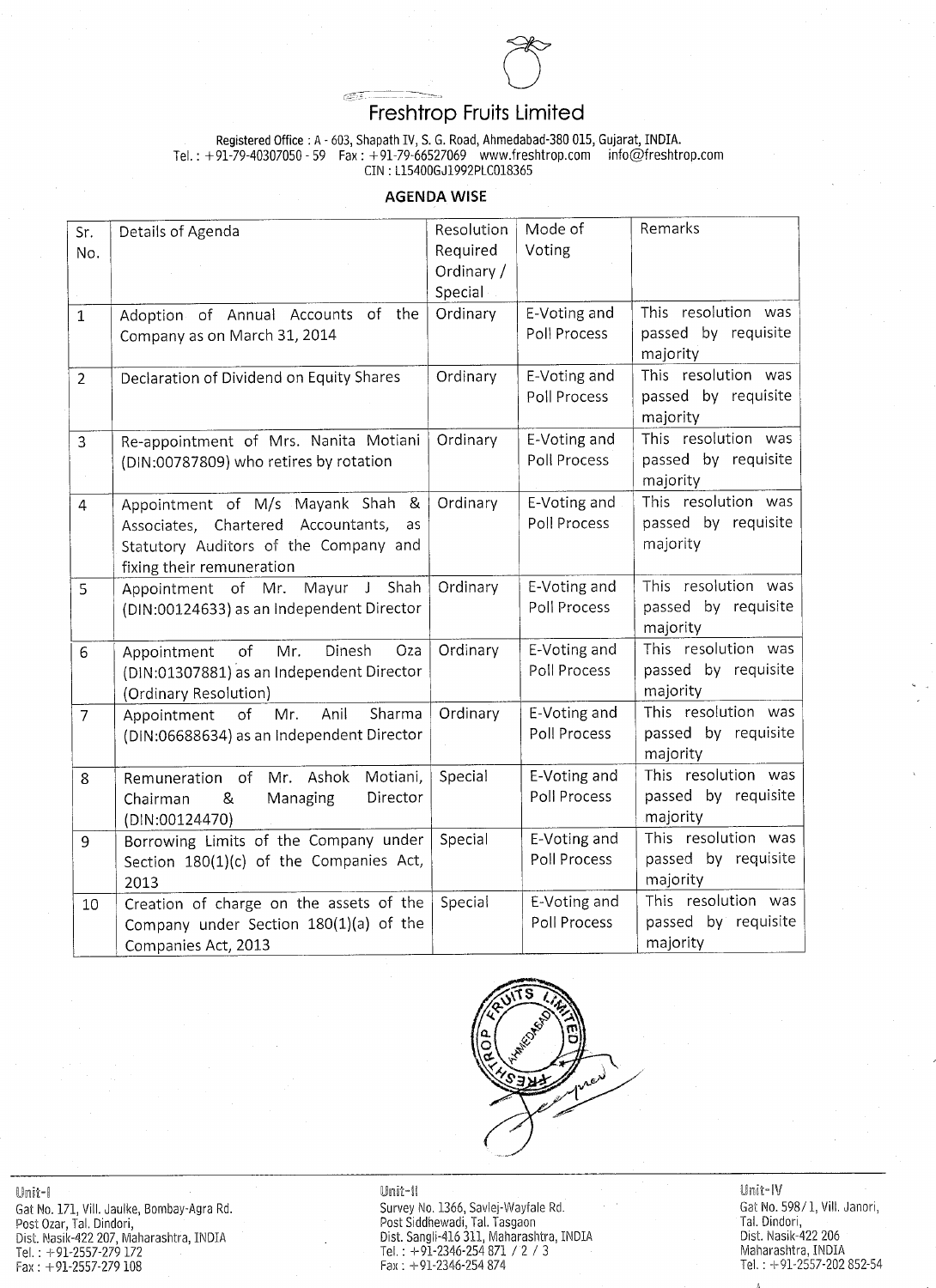# Freshtrop Fruits Limited

Registered Office : A - 603, Shapath IV, S. G. Road, Ahmedabad-380 015, Gujarat, INDIA.
Tel. : +91-79-40307050 - 59 Fax : +91-79-66527069 www.freshtrop.com info@freshtrop.com
CIN : L15400GJ1992PLC018365

## AGENDA WISE

| Sr. No. | Details of Agenda | Resolution Required Ordinary / Special | Mode of Voting | Remarks |
|---|---|---|---|---|
| 1 | Adoption of Annual Accounts of the Company as on March 31, 2014 | Ordinary | E-Voting and Poll Process | This resolution was passed by requisite majority |
| 2 | Declaration of Dividend on Equity Shares | Ordinary | E-Voting and Poll Process | This resolution was passed by requisite majority |
| 3 | Re-appointment of Mrs. Nanita Motiani (DIN:00787809) who retires by rotation | Ordinary | E-Voting and Poll Process | This resolution was passed by requisite majority |
| 4 | Appointment of M/s Mayank Shah & Associates, Chartered Accountants, as Statutory Auditors of the Company and fixing their remuneration | Ordinary | E-Voting and Poll Process | This resolution was passed by requisite majority |
| 5 | Appointment of Mr. Mayur J Shah (DIN:00124633) as an Independent Director | Ordinary | E-Voting and Poll Process | This resolution was passed by requisite majority |
| 6 | Appointment of Mr. Dinesh Oza (DIN:01307881) as an Independent Director (Ordinary Resolution) | Ordinary | E-Voting and Poll Process | This resolution was passed by requisite majority |
| 7 | Appointment of Mr. Anil Sharma (DIN:06688634) as an Independent Director | Ordinary | E-Voting and Poll Process | This resolution was passed by requisite majority |
| 8 | Remuneration of Mr. Ashok Motiani, Chairman & Managing Director (DIN:00124470) | Special | E-Voting and Poll Process | This resolution was passed by requisite majority |
| 9 | Borrowing Limits of the Company under Section 180(1)(c) of the Companies Act, 2013 | Special | E-Voting and Poll Process | This resolution was passed by requisite majority |
| 10 | Creation of charge on the assets of the Company under Section 180(1)(a) of the Companies Act, 2013 | Special | E-Voting and Poll Process | This resolution was passed by requisite majority |

Unit-I
Gat No. 171, Vill. Jaulke, Bombay-Agra Rd.
Post Ozar, Tal. Dindori,
Dist. Nasik-422 207, Maharashtra, INDIA
Tel. : +91-2557-279 172
Fax : +91-2557-279 108

Unit-II
Survey No. 1366, Savlej-Wayfale Rd.
Post Siddhewadi, Tal. Tasgaon
Dist. Sangli-416 311, Maharashtra, INDIA
Tel. : +91-2346-254 871 / 2 / 3
Fax : +91-2346-254 874

Unit-IV
Gat No. 598/1, Vill. Janori,
Tal. Dindori,
Dist. Nasik-422 206
Maharashtra, INDIA
Tel. : +91-2557-202 852-54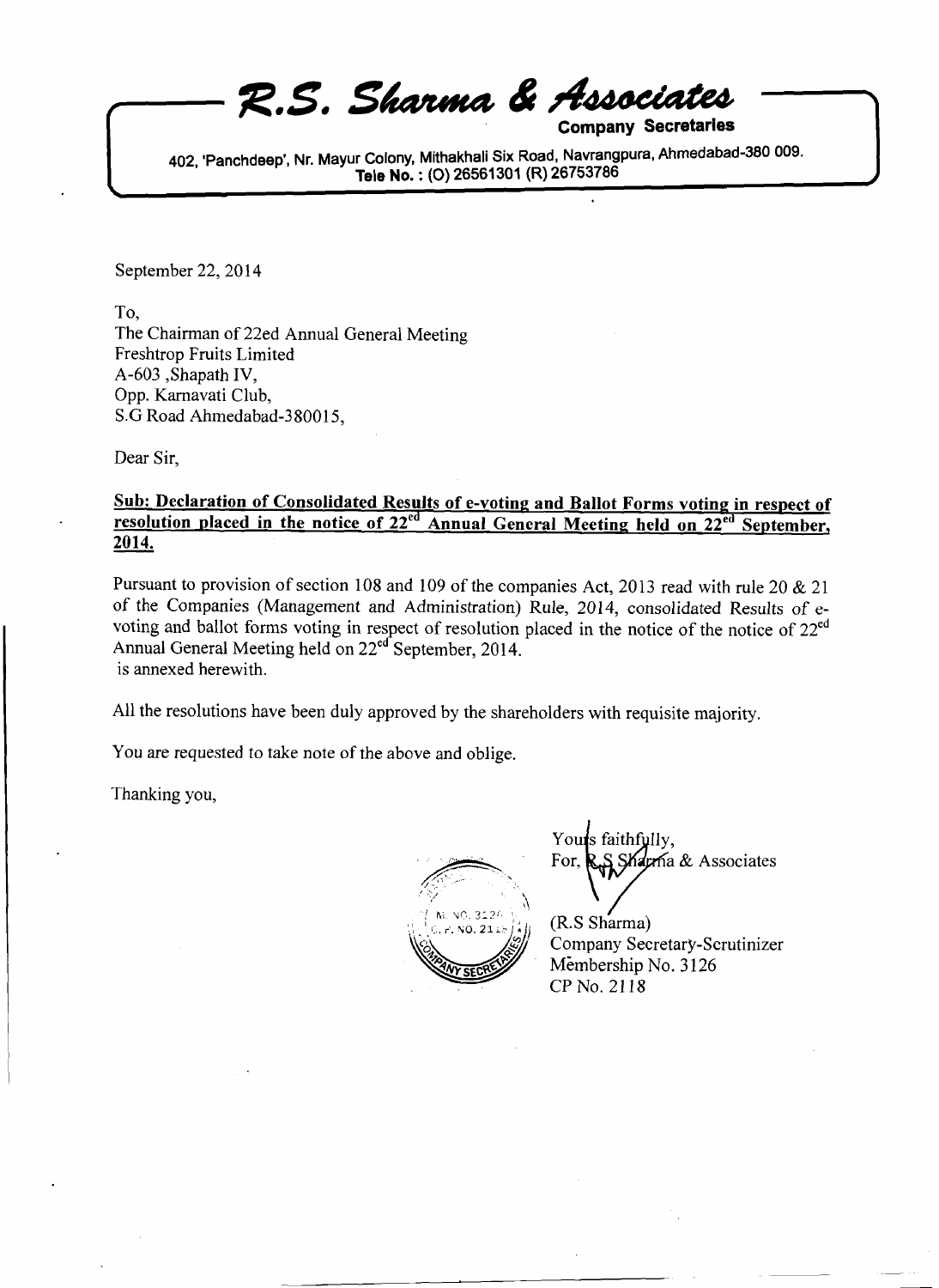# R.S. Sharma & Associates

**Company Secretaries**

402, 'Panchdeep', Nr. Mayur Colony, Mithakhali Six Road, Navrangpura, Ahmedabad-380 009.
**Tele No. : (O) 26561301 (R) 26753786**

September 22, 2014

To,
The Chairman of 22ed Annual General Meeting
Freshtrop Fruits Limited
A-603 ,Shapath IV,
Opp. Karnavati Club,
S.G Road Ahmedabad-380015,

Dear Sir,

**Sub: Declaration of Consolidated Results of e-voting and Ballot Forms voting in respect of resolution placed in the notice of 22ed Annual General Meeting held on 22ed September, 2014.**

Pursuant to provision of section 108 and 109 of the companies Act, 2013 read with rule 20 & 21 of the Companies (Management and Administration) Rule, 2014, consolidated Results of e-voting and ballot forms voting in respect of resolution placed in the notice of the notice of 22ed Annual General Meeting held on 22ed September, 2014.
is annexed herewith.

All the resolutions have been duly approved by the shareholders with requisite majority.

You are requested to take note of the above and oblige.

Thanking you,

Yours faithfully,
For, R.S Sharma & Associates

(R.S Sharma)
Company Secretary-Scrutinizer
Membership No. 3126
CP No. 2118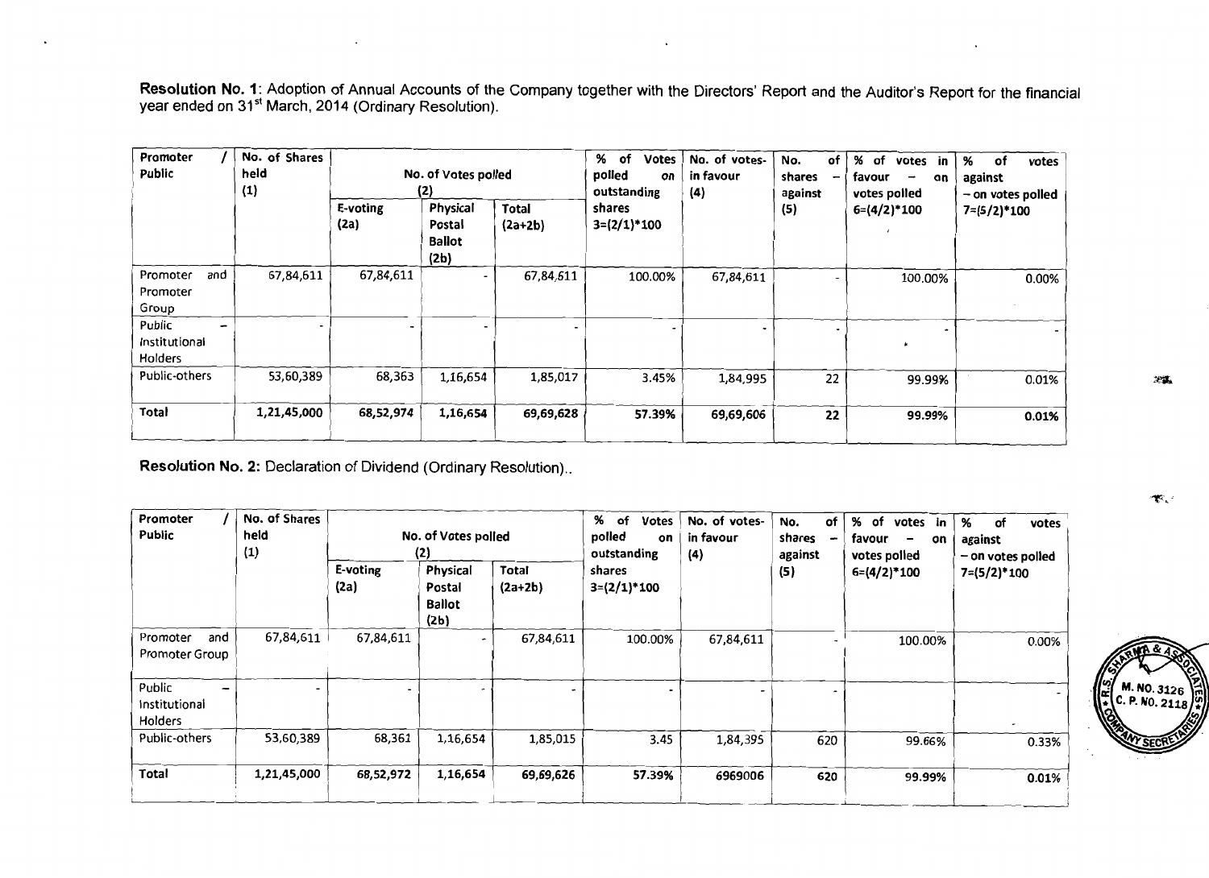**Resolution No. 1**: Adoption of Annual Accounts of the Company together with the Directors' Report and the Auditor's Report for the financial year ended on 31st March, 2014 (Ordinary Resolution).

| Promoter / Public | No. of Shares held (1) | No. of Votes polled (2) | | | % of Votes polled on outstanding shares 3=(2/1)*100 | No. of votes-in favour (4) | No. of shares – against (5) | % of votes in favour – on votes polled 6=(4/2)*100 | % of votes against – on votes polled 7=(5/2)*100 |
|---|---|---|---|---|---|---|---|---|---|
| | | E-voting (2a) | Physical Postal Ballot (2b) | Total (2a+2b) | | | | | |
| Promoter and Promoter Group | 67,84,611 | 67,84,611 | - | 67,84,611 | 100.00% | 67,84,611 | - | 100.00% | 0.00% |
| Public – Institutional Holders | - | - | - | - | - | - | - | - | - |
| Public-others | 53,60,389 | 68,363 | 1,16,654 | 1,85,017 | 3.45% | 1,84,995 | 22 | 99.99% | 0.01% |
| **Total** | **1,21,45,000** | **68,52,974** | **1,16,654** | **69,69,628** | **57.39%** | **69,69,606** | **22** | **99.99%** | **0.01%** |

**Resolution No. 2:** Declaration of Dividend (Ordinary Resolution)..

| Promoter / Public | No. of Shares held (1) | No. of Votes polled (2) | | | % of Votes polled on outstanding shares 3=(2/1)*100 | No. of votes-in favour (4) | No. of shares – against (5) | % of votes in favour – on votes polled 6=(4/2)*100 | % of votes against – on votes polled 7=(5/2)*100 |
|---|---|---|---|---|---|---|---|---|---|
| | | E-voting (2a) | Physical Postal Ballot (2b) | Total (2a+2b) | | | | | |
| Promoter and Promoter Group | 67,84,611 | 67,84,611 | - | 67,84,611 | 100.00% | 67,84,611 | - | 100.00% | 0.00% |
| Public – Institutional Holders | - | - | - | - | - | - | - | | - |
| Public-others | 53,60,389 | 68,361 | 1,16,654 | 1,85,015 | 3.45 | 1,84,395 | 620 | 99.66% | 0.33% |
| **Total** | **1,21,45,000** | **68,52,972** | **1,16,654** | **69,69,626** | **57.39%** | **6969006** | **620** | **99.99%** | **0.01%** |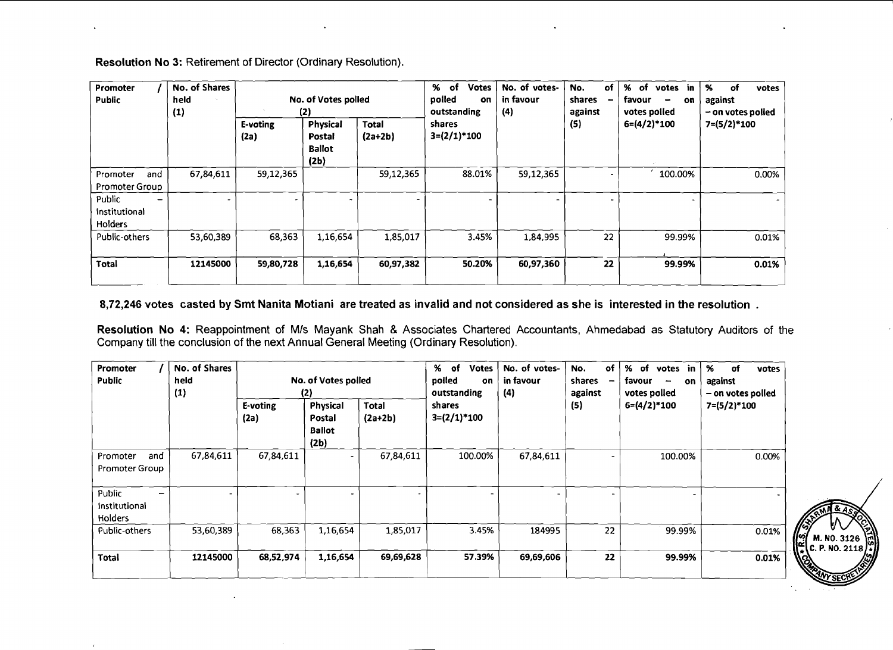**Resolution No 3:** Retirement of Director (Ordinary Resolution).

| Promoter / Public | No. of Shares held (1) | No. of Votes polled (2) | | | % of Votes polled on outstanding shares 3=(2/1)*100 | No. of votes-in favour (4) | No. of shares – against (5) | % of votes in favour – on votes polled 6=(4/2)*100 | % of votes against – on votes polled 7=(5/2)*100 |
|---|---|---|---|---|---|---|---|---|---|
| | | E-voting (2a) | Physical Postal Ballot (2b) | Total (2a+2b) | | | | | |
| Promoter and Promoter Group | 67,84,611 | 59,12,365 | | 59,12,365 | 88.01% | 59,12,365 | - | 100.00% | 0.00% |
| Public – Institutional Holders | - | - | - | - | - | - | - | - | - |
| Public-others | 53,60,389 | 68,363 | 1,16,654 | 1,85,017 | 3.45% | 1,84,995 | 22 | 99.99% | 0.01% |
| **Total** | **12145000** | **59,80,728** | **1,16,654** | **60,97,382** | **50.20%** | **60,97,360** | **22** | **99.99%** | **0.01%** |

**8,72,246 votes casted by Smt Nanita Motiani are treated as invalid and not considered as she is interested in the resolution .**

**Resolution No 4:** Reappointment of M/s Mayank Shah & Associates Chartered Accountants, Ahmedabad as Statutory Auditors of the Company till the conclusion of the next Annual General Meeting (Ordinary Resolution).

| Promoter / Public | No. of Shares held (1) | No. of Votes polled (2) | | | % of Votes polled on outstanding shares 3=(2/1)*100 | No. of votes-in favour (4) | No. of shares – against (5) | % of votes in favour – on votes polled 6=(4/2)*100 | % of votes against – on votes polled 7=(5/2)*100 |
|---|---|---|---|---|---|---|---|---|---|
| | | E-voting (2a) | Physical Postal Ballot (2b) | Total (2a+2b) | | | | | |
| Promoter and Promoter Group | 67,84,611 | 67,84,611 | - | 67,84,611 | 100.00% | 67,84,611 | - | 100.00% | 0.00% |
| Public – Institutional Holders | - | - | - | - | - | - | - | - | - |
| Public-others | 53,60,389 | 68,363 | 1,16,654 | 1,85,017 | 3.45% | 184995 | 22 | 99.99% | 0.01% |
| **Total** | **12145000** | **68,52,974** | **1,16,654** | **69,69,628** | **57.39%** | **69,69,606** | **22** | **99.99%** | **0.01%** |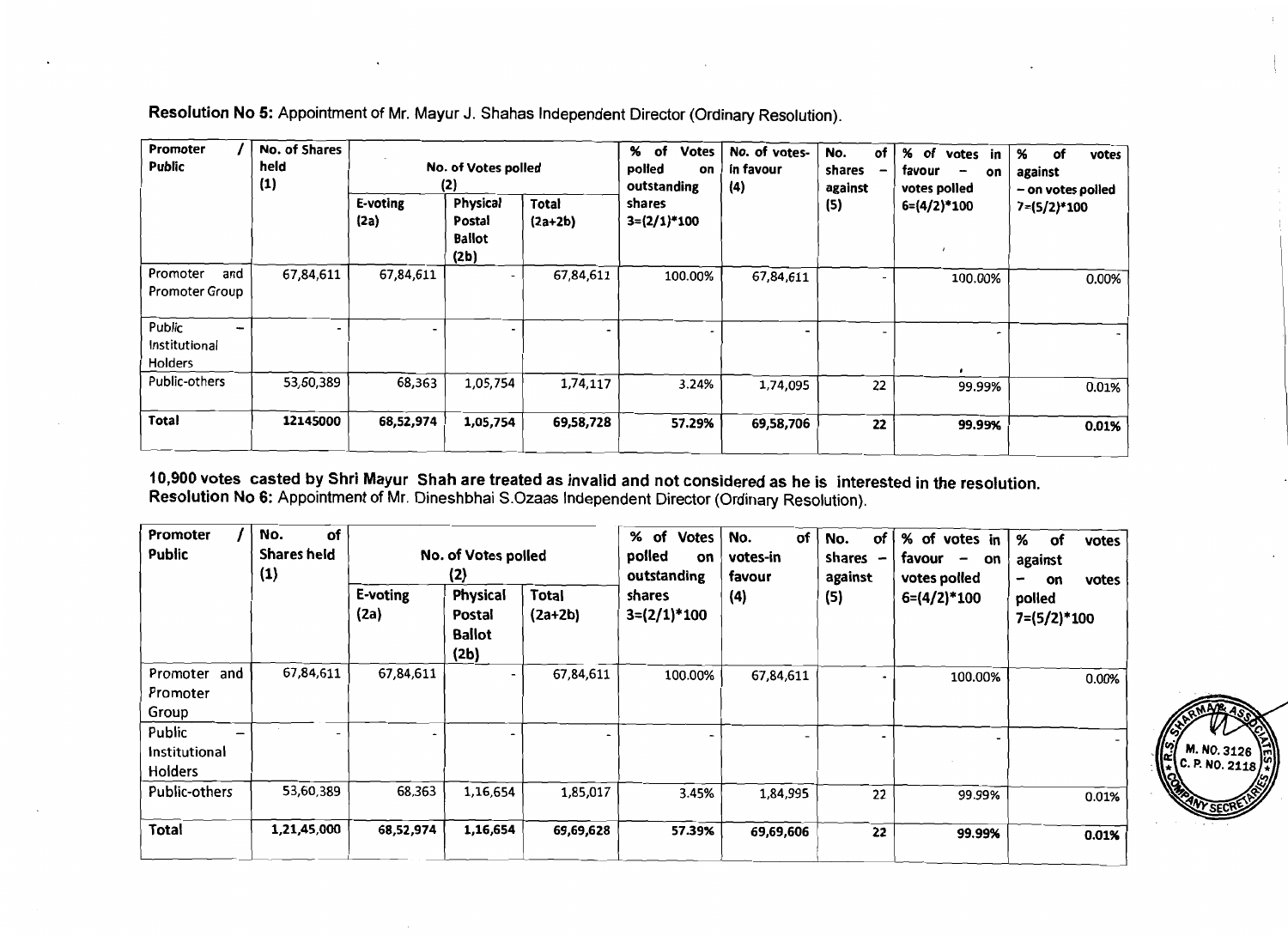**Resolution No 5:** Appointment of Mr. Mayur J. Shahas Independent Director (Ordinary Resolution).

| Promoter / Public | No. of Shares held (1) | No. of Votes polled (2) | | | % of Votes polled on outstanding shares 3=(2/1)*100 | No. of votes- in favour (4) | No. of shares – against (5) | % of votes in favour – on votes polled 6=(4/2)*100 | % of votes against – on votes polled 7=(5/2)*100 |
|---|---|---|---|---|---|---|---|---|---|
| | | E-voting (2a) | Physical Postal Ballot (2b) | Total (2a+2b) | | | | | |
| Promoter and Promoter Group | 67,84,611 | 67,84,611 | - | 67,84,611 | 100.00% | 67,84,611 | - | 100.00% | 0.00% |
| Public – Institutional Holders | - | - | - | - | - | - | - | - | - |
| Public-others | 53,60,389 | 68,363 | 1,05,754 | 1,74,117 | 3.24% | 1,74,095 | 22 | 99.99% | 0.01% |
| **Total** | **12145000** | **68,52,974** | **1,05,754** | **69,58,728** | **57.29%** | **69,58,706** | **22** | **99.99%** | **0.01%** |

**10,900 votes casted by Shri Mayur Shah are treated as invalid and not considered as he is interested in the resolution.**

**Resolution No 6:** Appointment of Mr. Dineshbhai S.Ozaas Independent Director (Ordinary Resolution).

| Promoter / Public | No. of Shares held (1) | No. of Votes polled (2) | | | % of Votes polled on outstanding shares 3=(2/1)*100 | No. of votes-in favour (4) | No. of shares – against (5) | % of votes in favour – on votes polled 6=(4/2)*100 | % of votes against – on votes polled 7=(5/2)*100 |
|---|---|---|---|---|---|---|---|---|---|
| | | E-voting (2a) | Physical Postal Ballot (2b) | Total (2a+2b) | | | | | |
| Promoter and Promoter Group | 67,84,611 | 67,84,611 | - | 67,84,611 | 100.00% | 67,84,611 | - | 100.00% | 0.00% |
| Public – Institutional Holders | - | - | - | - | - | - | - | - | - |
| Public-others | 53,60,389 | 68,363 | 1,16,654 | 1,85,017 | 3.45% | 1,84,995 | 22 | 99.99% | 0.01% |
| **Total** | **1,21,45,000** | **68,52,974** | **1,16,654** | **69,69,628** | **57.39%** | **69,69,606** | **22** | **99.99%** | **0.01%** |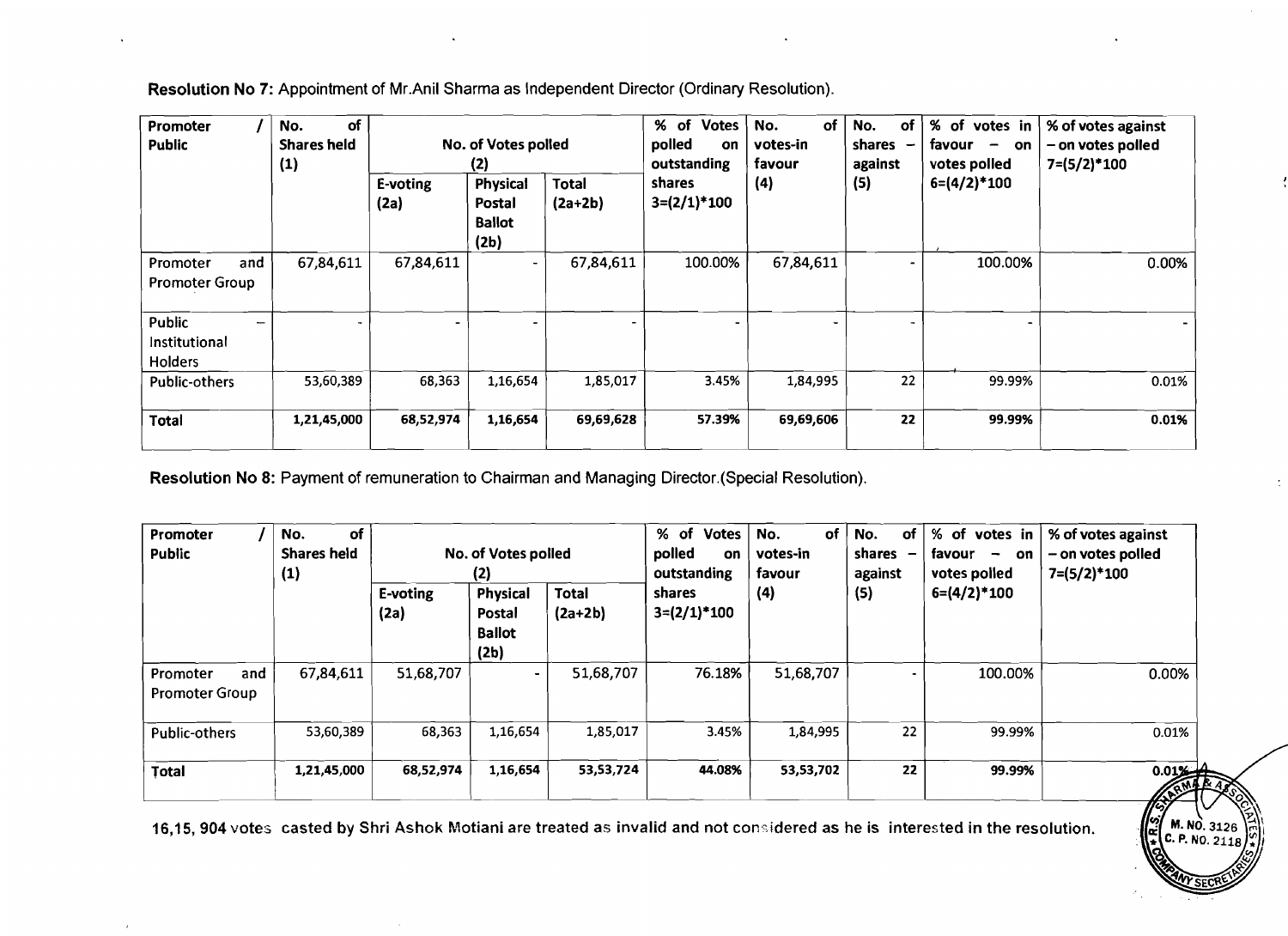**Resolution No 7:** Appointment of Mr.Anil Sharma as Independent Director (Ordinary Resolution).

| Promoter / Public | No. of Shares held (1) | No. of Votes polled (2) | | | % of Votes polled on outstanding shares 3=(2/1)*100 | No. of votes-in favour (4) | No. of shares – against (5) | % of votes in favour – on votes polled 6=(4/2)*100 | % of votes against – on votes polled 7=(5/2)*100 |
|---|---|---|---|---|---|---|---|---|---|
| | | E-voting (2a) | Physical Postal Ballot (2b) | Total (2a+2b) | | | | | |
| Promoter and Promoter Group | 67,84,611 | 67,84,611 | - | 67,84,611 | 100.00% | 67,84,611 | - | 100.00% | 0.00% |
| Public – Institutional Holders | - | - | - | - | - | - | - | - | - |
| Public-others | 53,60,389 | 68,363 | 1,16,654 | 1,85,017 | 3.45% | 1,84,995 | 22 | 99.99% | 0.01% |
| **Total** | **1,21,45,000** | **68,52,974** | **1,16,654** | **69,69,628** | **57.39%** | **69,69,606** | **22** | **99.99%** | **0.01%** |

**Resolution No 8:** Payment of remuneration to Chairman and Managing Director.(Special Resolution).

| Promoter / Public | No. of Shares held (1) | No. of Votes polled (2) | | | % of Votes polled on outstanding shares 3=(2/1)*100 | No. of votes-in favour (4) | No. of shares – against (5) | % of votes in favour – on votes polled 6=(4/2)*100 | % of votes against – on votes polled 7=(5/2)*100 |
|---|---|---|---|---|---|---|---|---|---|
| | | E-voting (2a) | Physical Postal Ballot (2b) | Total (2a+2b) | | | | | |
| Promoter and Promoter Group | 67,84,611 | 51,68,707 | - | 51,68,707 | 76.18% | 51,68,707 | - | 100.00% | 0.00% |
| Public-others | 53,60,389 | 68,363 | 1,16,654 | 1,85,017 | 3.45% | 1,84,995 | 22 | 99.99% | 0.01% |
| **Total** | **1,21,45,000** | **68,52,974** | **1,16,654** | **53,53,724** | **44.08%** | **53,53,702** | **22** | **99.99%** | **0.01%** |

**16,15, 904 votes casted by Shri Ashok Motiani are treated as invalid and not considered as he is interested in the resolution.**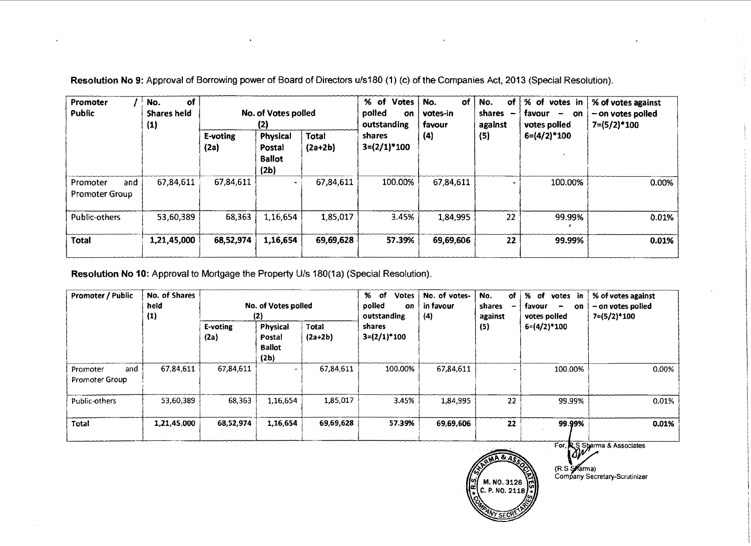**Resolution No 9:** Approval of Borrowing power of Board of Directors u/s180 (1) (c) of the Companies Act, 2013 (Special Resolution).

| Promoter / Public | No. of Shares held (1) | No. of Votes polled (2) | | | % of Votes polled on outstanding shares 3=(2/1)*100 | No. of votes-in favour (4) | No. of shares – against (5) | % of votes in favour – on votes polled 6=(4/2)*100 | % of votes against – on votes polled 7=(5/2)*100 |
|---|---|---|---|---|---|---|---|---|---|
| | | E-voting (2a) | Physical Postal Ballot (2b) | Total (2a+2b) | | | | | |
| Promoter and Promoter Group | 67,84,611 | 67,84,611 | - | 67,84,611 | 100.00% | 67,84,611 | - | 100.00% | 0.00% |
| Public-others | 53,60,389 | 68,363 | 1,16,654 | 1,85,017 | 3.45% | 1,84,995 | 22 | 99.99% | 0.01% |
| **Total** | **1,21,45,000** | **68,52,974** | **1,16,654** | **69,69,628** | **57.39%** | **69,69,606** | **22** | **99.99%** | **0.01%** |

**Resolution No 10:** Approval to Mortgage the Property U/s 180(1a) (Special Resolution).

| Promoter / Public | No. of Shares held (1) | No. of Votes polled (2) | | | % of Votes polled on outstanding shares 3=(2/1)*100 | No. of votes-in favour (4) | No. of shares – against (5) | % of votes in favour – on votes polled 6=(4/2)*100 | % of votes against – on votes polled 7=(5/2)*100 |
|---|---|---|---|---|---|---|---|---|---|
| | | E-voting (2a) | Physical Postal Ballot (2b) | Total (2a+2b) | | | | | |
| Promoter and Promoter Group | 67,84,611 | 67,84,611 | - | 67,84,611 | 100.00% | 67,84,611 | - | 100.00% | 0.00% |
| Public-others | 53,60,389 | 68,363 | 1,16,654 | 1,85,017 | 3.45% | 1,84,995 | 22 | 99.99% | 0.01% |
| **Total** | **1,21,45,000** | **68,52,974** | **1,16,654** | **69,69,628** | **57.39%** | **69,69,606** | **22** | **99.99%** | **0.01%** |

For, R.S Sharma & Associates

(R.S Sharma)
Company Secretary-Scrutinizer

R.S. SHARMA & ASSOCIATES
M. NO. 3126
C. P. NO. 2118
COMPANY SECRETARIES